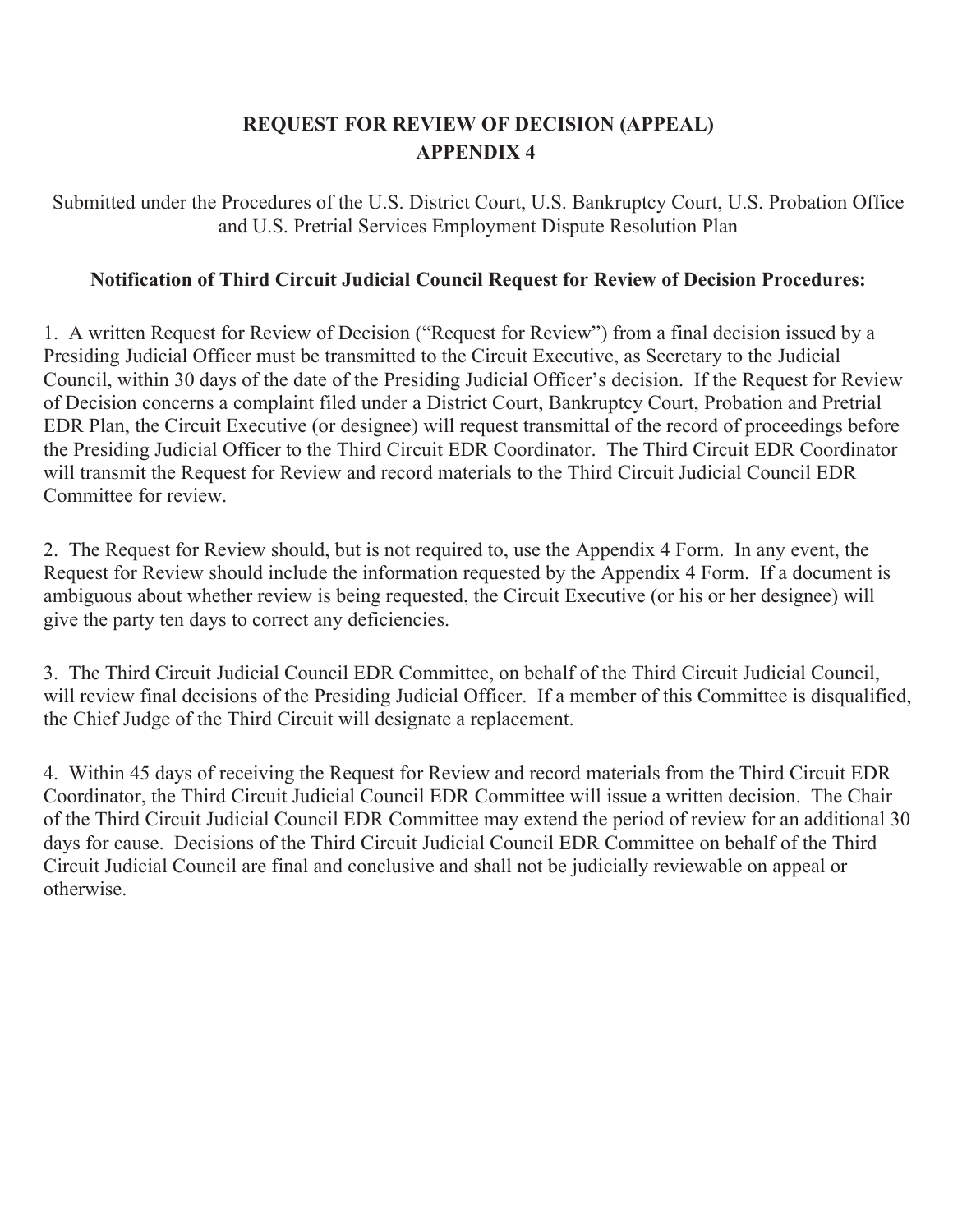# REQUEST FOR REVIEW OF DECISION (APPEAL)
# APPENDIX 4

Submitted under the Procedures of the U.S. District Court, U.S. Bankruptcy Court, U.S. Probation Office and U.S. Pretrial Services Employment Dispute Resolution Plan

**Notification of Third Circuit Judicial Council Request for Review of Decision Procedures:**

1. A written Request for Review of Decision ("Request for Review") from a final decision issued by a Presiding Judicial Officer must be transmitted to the Circuit Executive, as Secretary to the Judicial Council, within 30 days of the date of the Presiding Judicial Officer's decision. If the Request for Review of Decision concerns a complaint filed under a District Court, Bankruptcy Court, Probation and Pretrial EDR Plan, the Circuit Executive (or designee) will request transmittal of the record of proceedings before the Presiding Judicial Officer to the Third Circuit EDR Coordinator. The Third Circuit EDR Coordinator will transmit the Request for Review and record materials to the Third Circuit Judicial Council EDR Committee for review.

2. The Request for Review should, but is not required to, use the Appendix 4 Form. In any event, the Request for Review should include the information requested by the Appendix 4 Form. If a document is ambiguous about whether review is being requested, the Circuit Executive (or his or her designee) will give the party ten days to correct any deficiencies.

3. The Third Circuit Judicial Council EDR Committee, on behalf of the Third Circuit Judicial Council, will review final decisions of the Presiding Judicial Officer. If a member of this Committee is disqualified, the Chief Judge of the Third Circuit will designate a replacement.

4. Within 45 days of receiving the Request for Review and record materials from the Third Circuit EDR Coordinator, the Third Circuit Judicial Council EDR Committee will issue a written decision. The Chair of the Third Circuit Judicial Council EDR Committee may extend the period of review for an additional 30 days for cause. Decisions of the Third Circuit Judicial Council EDR Committee on behalf of the Third Circuit Judicial Council are final and conclusive and shall not be judicially reviewable on appeal or otherwise.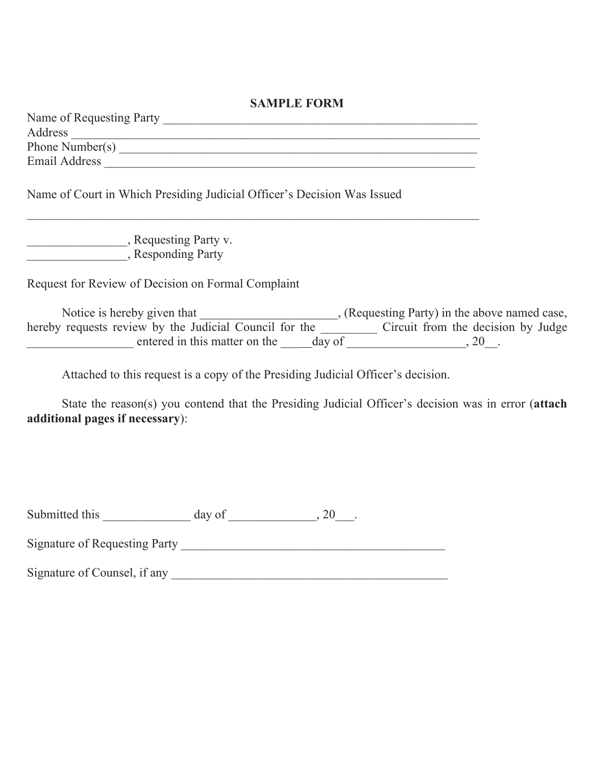**SAMPLE FORM**

Name of Requesting Party ____________________________________________________
Address ______________________________________________________________
Phone Number(s) _________________________________________________________
Email Address __________________________________________________________

Name of Court in Which Presiding Judicial Officer's Decision Was Issued

_____________________________________________________________________________

________________, Requesting Party v.
________________, Responding Party

Request for Review of Decision on Formal Complaint

Notice is hereby given that ______________________, (Requesting Party) in the above named case, hereby requests review by the Judicial Council for the _________ Circuit from the decision by Judge _________________ entered in this matter on the _____day of ___________________, 20__.

Attached to this request is a copy of the Presiding Judicial Officer's decision.

State the reason(s) you contend that the Presiding Judicial Officer's decision was in error (**attach additional pages if necessary**):

Submitted this ______________ day of ______________, 20___.

Signature of Requesting Party ___________________________________________

Signature of Counsel, if any _____________________________________________